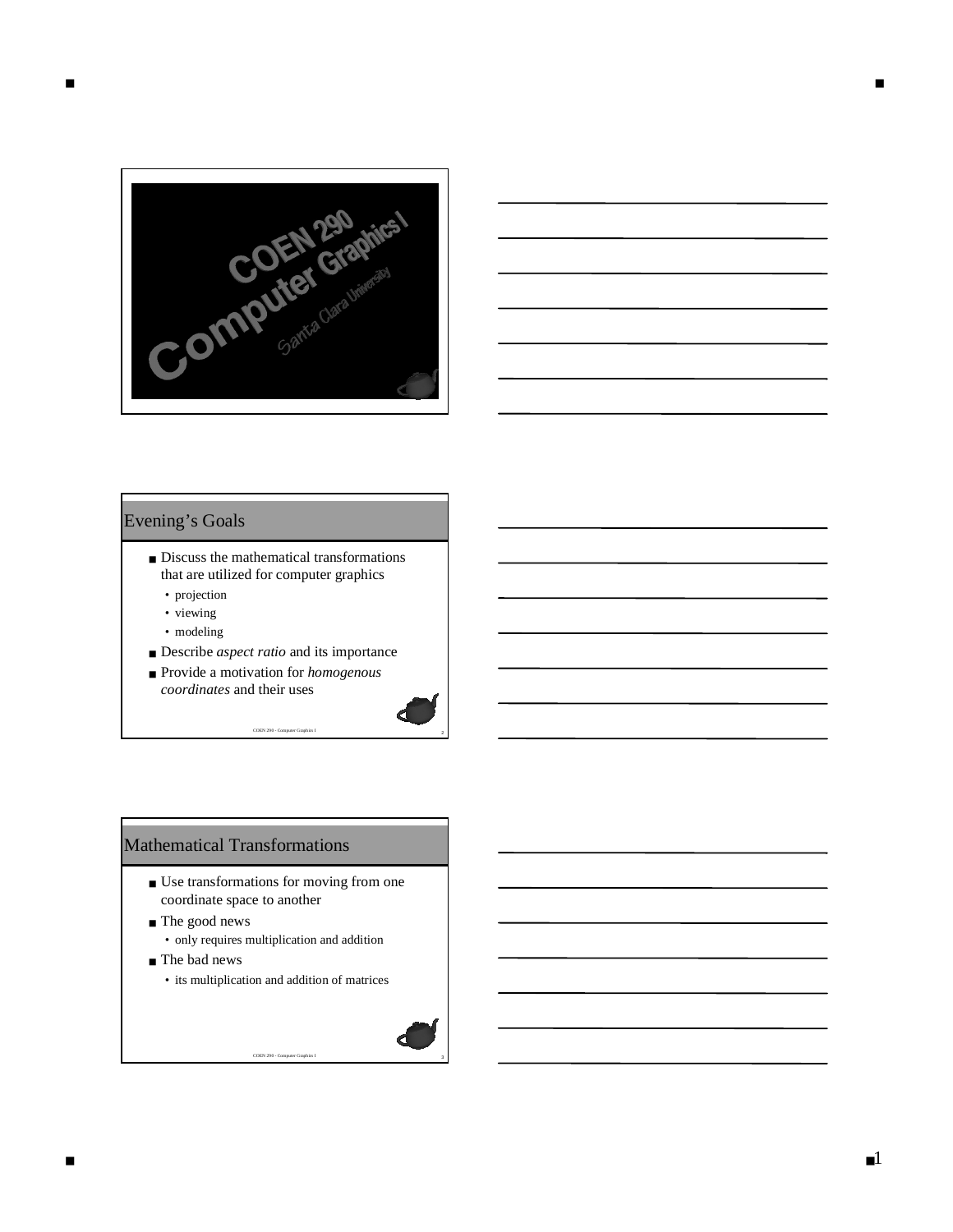# COEN 290 Computer Graphics I

Santa Clara University

## Evening's Goals

- Discuss the mathematical transformations that are utilized for computer graphics
  - projection
  - viewing
  - modeling
- Describe *aspect ratio* and its importance
- Provide a motivation for *homogenous coordinates* and their uses

## Mathematical Transformations

- Use transformations for moving from one coordinate space to another
- The good news
  - only requires multiplication and addition
- The bad news
  - its multiplication and addition of matrices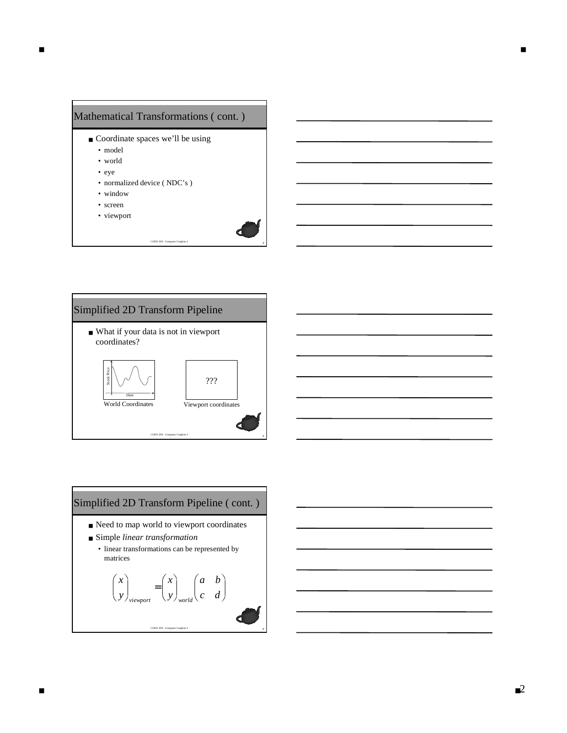## Mathematical Transformations ( cont. )

- Coordinate spaces we'll be using
  - model
  - world
  - eye
  - normalized device ( NDC's )
  - window
  - screen
  - viewport

## Simplified 2D Transform Pipeline

- What if your data is not in viewport coordinates?

Stock Price

Date

World Coordinates

???

Viewport coordinates

## Simplified 2D Transform Pipeline ( cont. )

- Need to map world to viewport coordinates
- Simple *linear transformation*
  - linear transformations can be represented by matrices

$$\begin{pmatrix} x \\ y \end{pmatrix}_{viewport} = \begin{pmatrix} x \\ y \end{pmatrix}_{world} \begin{pmatrix} a & b \\ c & d \end{pmatrix}$$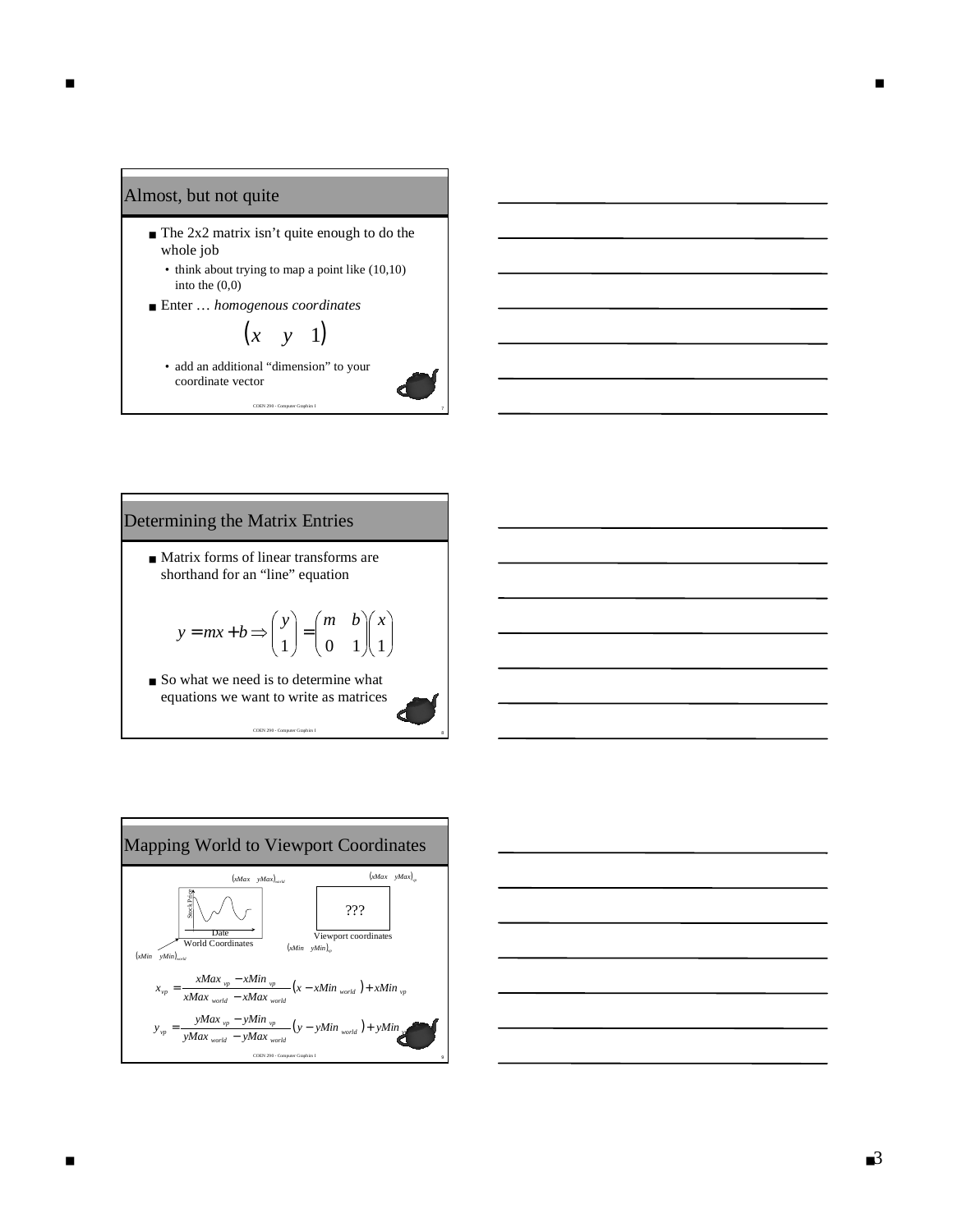## Almost, but not quite

- The 2x2 matrix isn't quite enough to do the whole job
  - think about trying to map a point like (10,10) into the (0,0)
- Enter … *homogenous coordinates*

$$\begin{pmatrix} x & y & 1 \end{pmatrix}$$

  - add an additional "dimension" to your coordinate vector

## Determining the Matrix Entries

- Matrix forms of linear transforms are shorthand for an "line" equation

$$y = mx + b \Rightarrow \begin{pmatrix} y \\ 1 \end{pmatrix} = \begin{pmatrix} m & b \\ 0 & 1 \end{pmatrix} \begin{pmatrix} x \\ 1 \end{pmatrix}$$

- So what we need is to determine what equations we want to write as matrices

## Mapping World to Viewport Coordinates

$(xMax \quad yMax)_{world}$ — $(xMax \quad yMax)_{vp}$

Stock Price / Date — World Coordinates — ??? — Viewport coordinates

$(xMin \quad yMin)_{world}$ — $(xMin \quad yMin)_{vp}$

$$x_{vp} = \frac{xMax_{vp} - xMin_{vp}}{xMax_{world} - xMax_{world}} \left( x - xMin_{world} \right) + xMin_{vp}$$

$$y_{vp} = \frac{yMax_{vp} - yMin_{vp}}{yMax_{world} - yMax_{world}} \left( y - yMin_{world} \right) + yMin_{vp}$$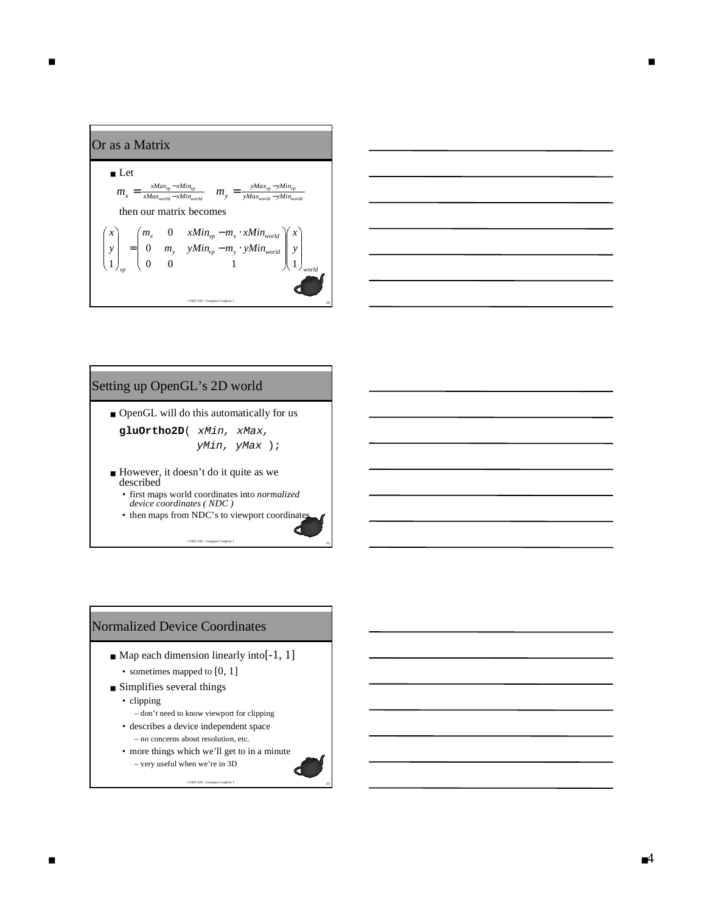## Or as a Matrix

- Let

$$m_x = \frac{xMax_{vp} - xMin_{vp}}{xMax_{world} - xMin_{world}} \quad m_y = \frac{yMax_{vp} - yMin_{vp}}{yMax_{world} - yMin_{world}}$$

then our matrix becomes

$$\begin{pmatrix} x \\ y \\ 1 \end{pmatrix}_{vp} = \begin{pmatrix} m_x & 0 & xMin_{vp} - m_x \cdot xMin_{world} \\ 0 & m_y & yMin_{vp} - m_y \cdot yMin_{world} \\ 0 & 0 & 1 \end{pmatrix} \begin{pmatrix} x \\ y \\ 1 \end{pmatrix}_{world}$$

## Setting up OpenGL's 2D world

- OpenGL will do this automatically for us

```
gluOrtho2D( xMin, xMax,
            yMin, yMax );
```

- However, it doesn't do it quite as we described
  - first maps world coordinates into *normalized device coordinates ( NDC )*
  - then maps from NDC's to viewport coordinates

## Normalized Device Coordinates

- Map each dimension linearly into [-1, 1]
  - sometimes mapped to [0, 1]
- Simplifies several things
  - clipping
    - don't need to know viewport for clipping
  - describes a device independent space
    - no concerns about resolution, etc.
  - more things which we'll get to in a minute
    - very useful when we're in 3D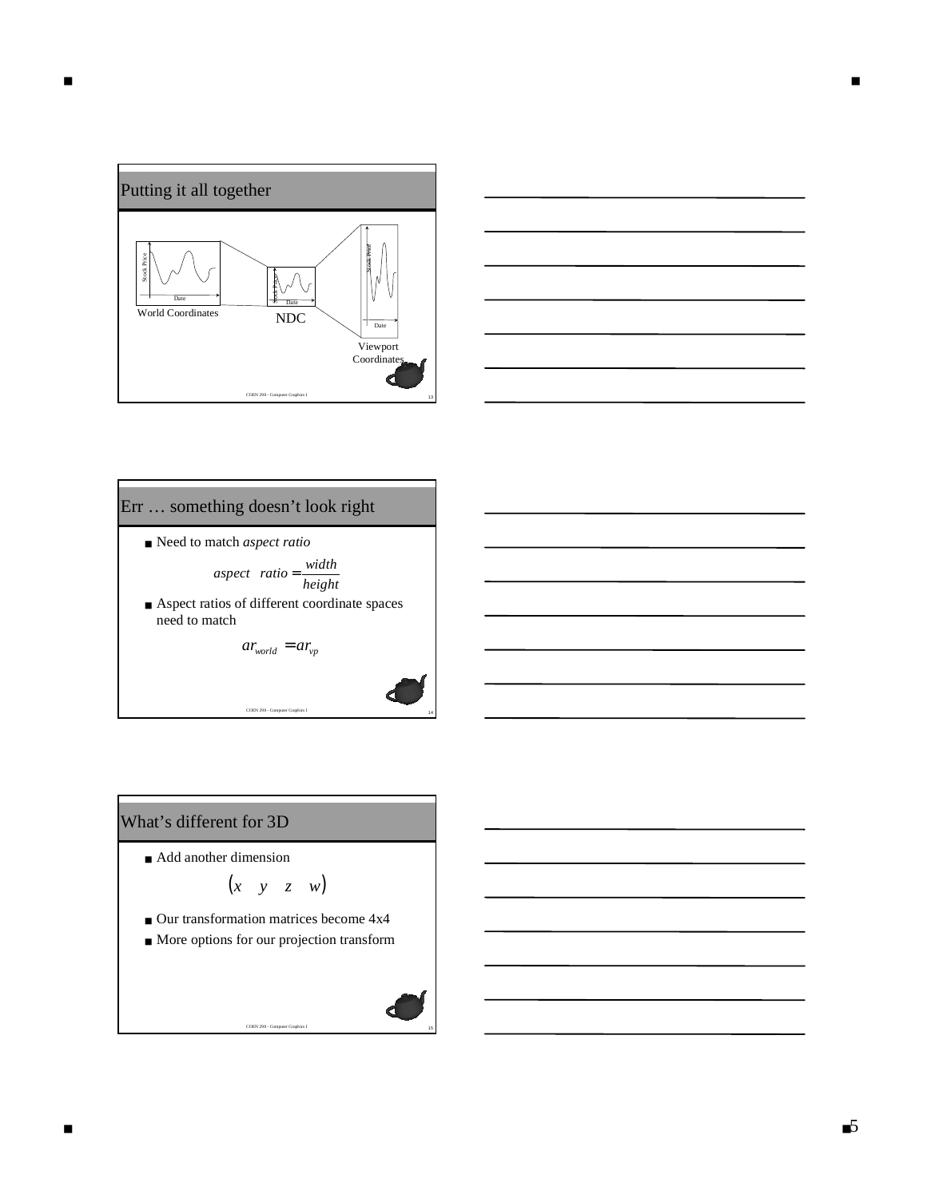## Putting it all together

Stock Price

Date

World Coordinates

Stock Price

Date

NDC

Stock Price

Date

Viewport Coordinates

## Err … something doesn't look right

- Need to match *aspect ratio*

$$aspect \quad ratio = \frac{width}{height}$$

- Aspect ratios of different coordinate spaces need to match

$$ar_{world} = ar_{vp}$$

## What's different for 3D

- Add another dimension

$$\begin{pmatrix} x & y & z & w \end{pmatrix}$$

- Our transformation matrices become 4x4
- More options for our projection transform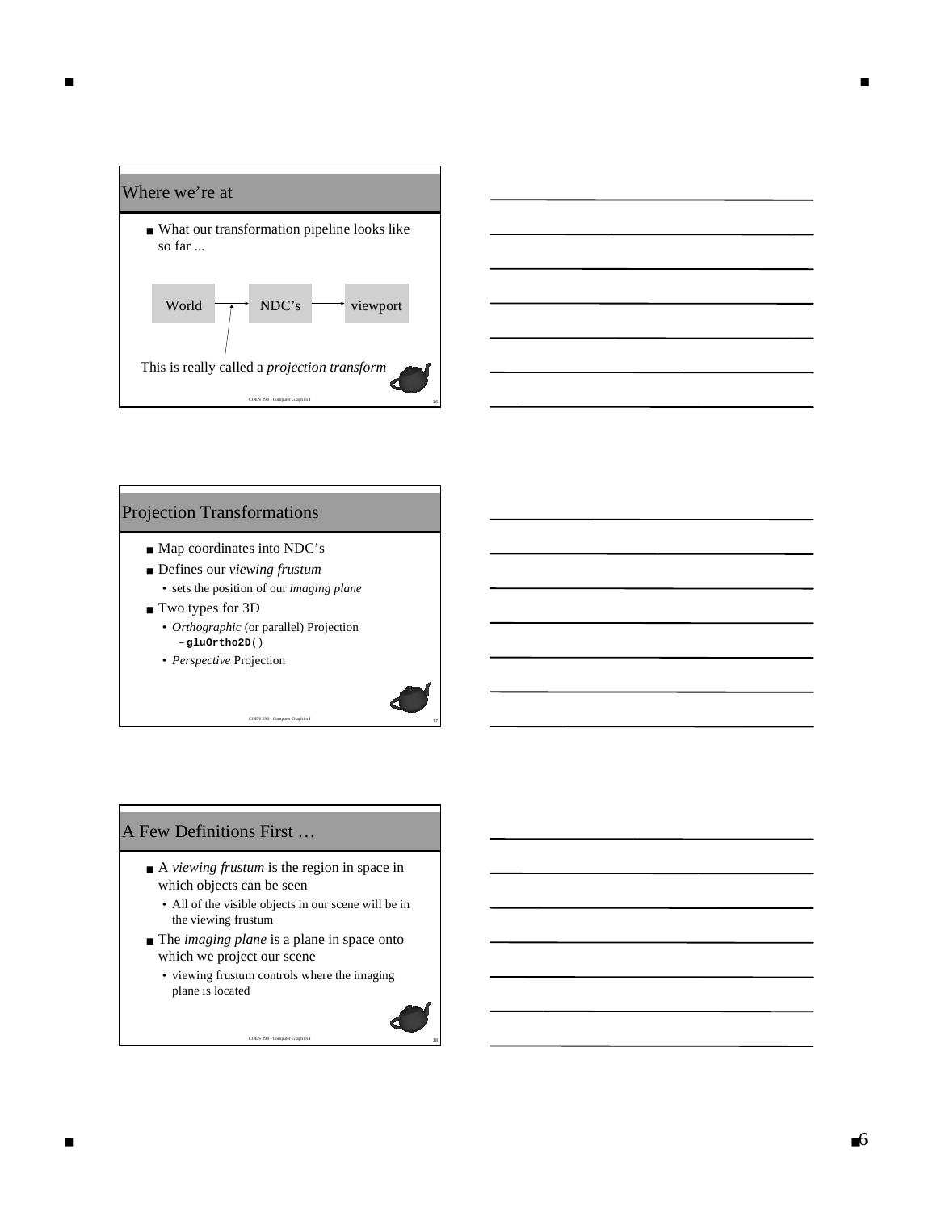## Where we're at

- What our transformation pipeline looks like so far ...

World → NDC's → viewport

This is really called a *projection transform*

## Projection Transformations

- Map coordinates into NDC's
- Defines our *viewing frustum*
  - sets the position of our *imaging plane*
- Two types for 3D
  - *Orthographic* (or parallel) Projection
    - **gluOrtho2D**()
  - *Perspective* Projection

## A Few Definitions First …

- A *viewing frustum* is the region in space in which objects can be seen
  - All of the visible objects in our scene will be in the viewing frustum
- The *imaging plane* is a plane in space onto which we project our scene
  - viewing frustum controls where the imaging plane is located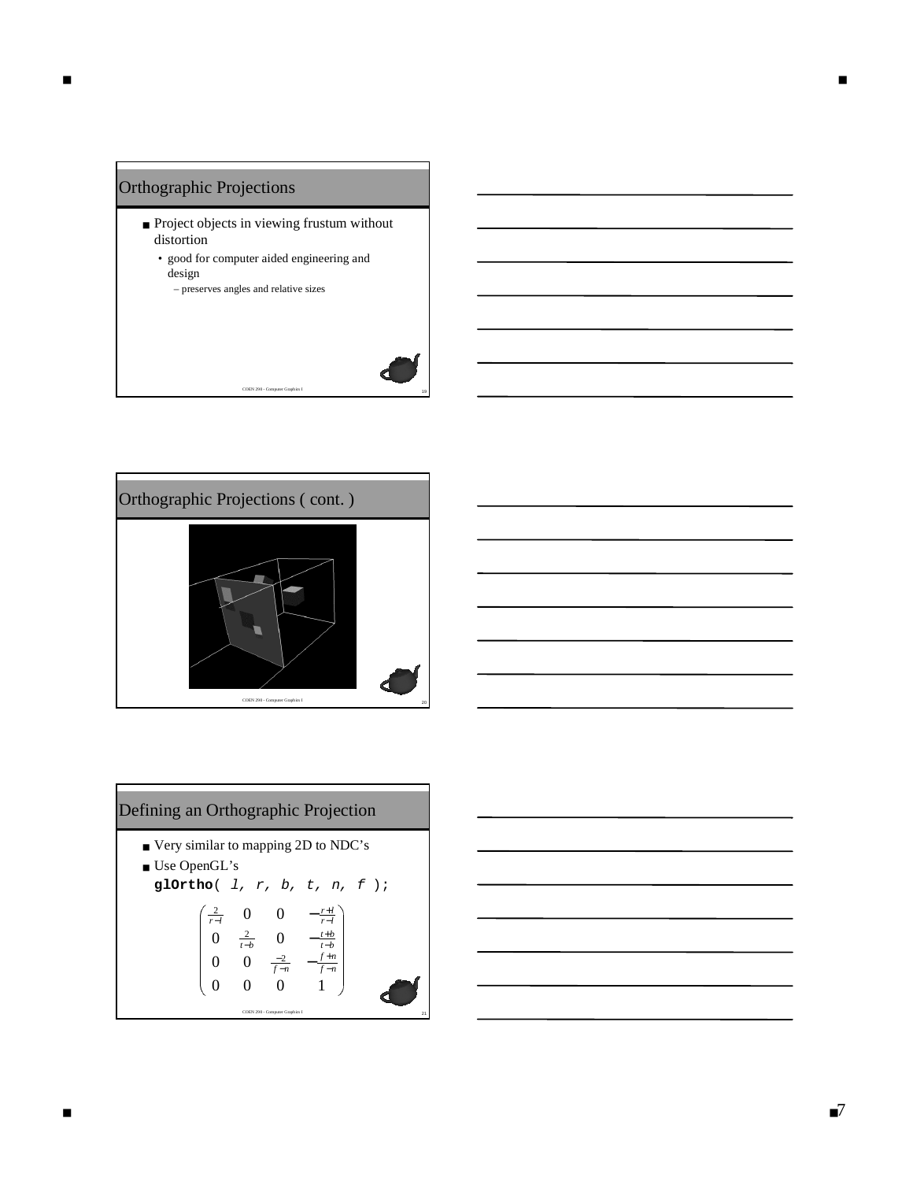## Orthographic Projections

- Project objects in viewing frustum without distortion
  - good for computer aided engineering and design
    - preserves angles and relative sizes

## Orthographic Projections ( cont. )

## Defining an Orthographic Projection

- Very similar to mapping 2D to NDC's
- Use OpenGL's
  **glOrtho**( *l, r, b, t, n, f* );

$$\begin{pmatrix} \frac{2}{r-l} & 0 & 0 & -\frac{r+l}{r-l} \\ 0 & \frac{2}{t-b} & 0 & -\frac{t+b}{t-b} \\ 0 & 0 & \frac{-2}{f-n} & -\frac{f+n}{f-n} \\ 0 & 0 & 0 & 1 \end{pmatrix}$$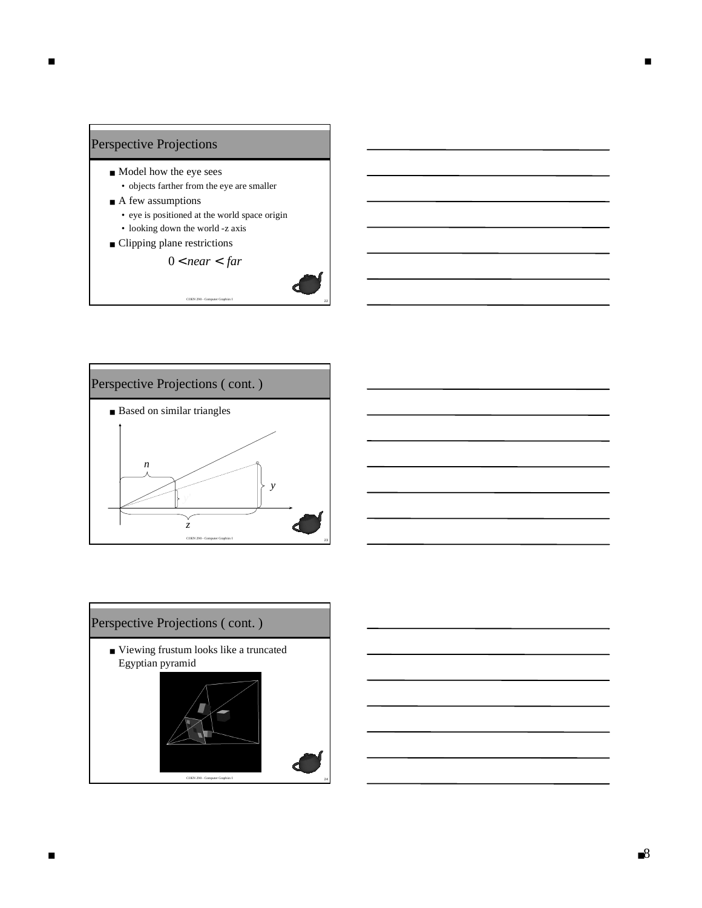## Perspective Projections

- Model how the eye sees
  - objects farther from the eye are smaller
- A few assumptions
  - eye is positioned at the world space origin
  - looking down the world -z axis
- Clipping plane restrictions

$$0 < near < far$$

## Perspective Projections ( cont. )

- Based on similar triangles

$n$

$y$

$z$

## Perspective Projections ( cont. )

- Viewing frustum looks like a truncated Egyptian pyramid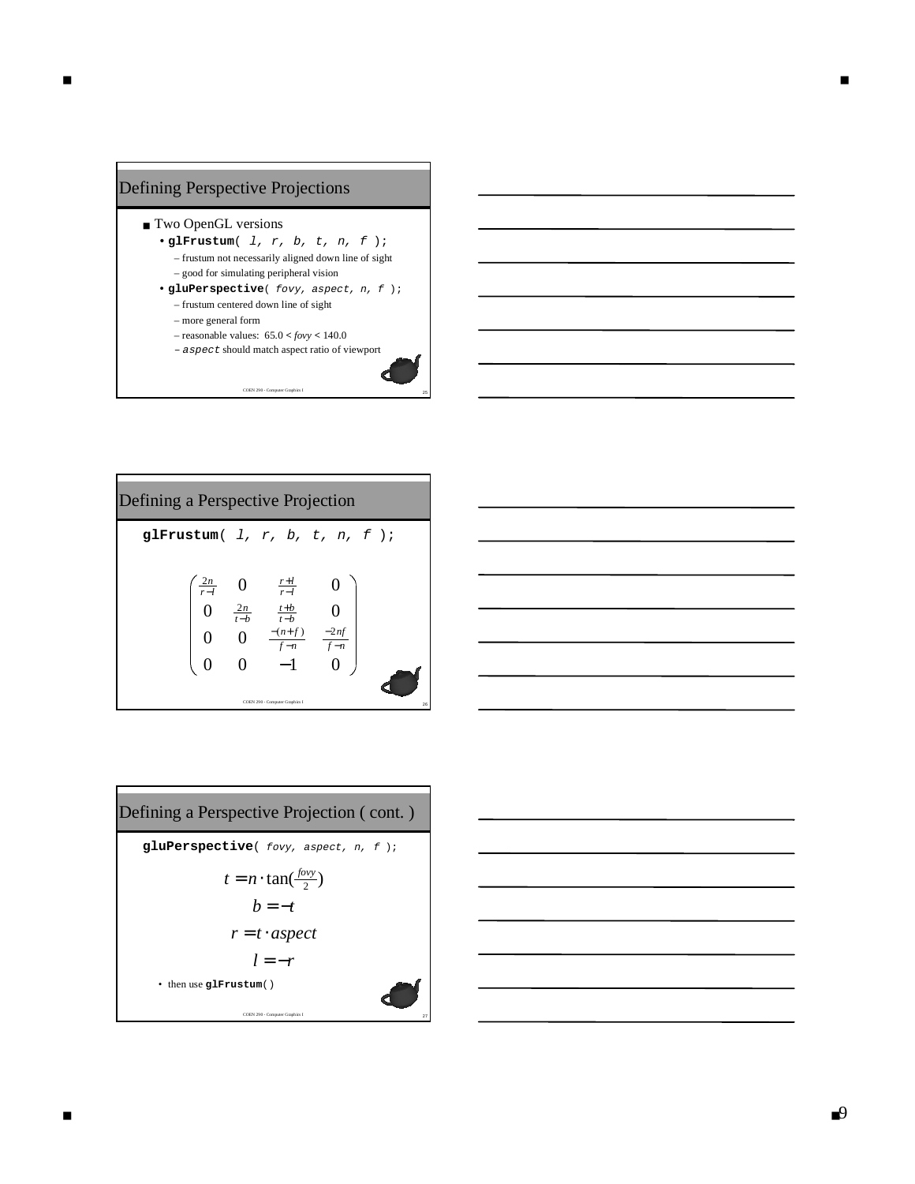## Defining Perspective Projections

- Two OpenGL versions
  - **glFrustum**( *l, r, b, t, n, f* );
    - – frustum not necessarily aligned down line of sight
    - – good for simulating peripheral vision
  - **gluPerspective**( *fovy, aspect, n, f* );
    - – frustum centered down line of sight
    - – more general form
    - – reasonable values: $65.0 < fovy < 140.0$
    - – *aspect* should match aspect ratio of viewport

## Defining a Perspective Projection

**glFrustum**( *l, r, b, t, n, f* );

$$
\begin{pmatrix}
\frac{2n}{r-l} & 0 & \frac{r+l}{r-l} & 0 \\
0 & \frac{2n}{t-b} & \frac{t+b}{t-b} & 0 \\
0 & 0 & \frac{-(n+f)}{f-n} & \frac{-2nf}{f-n} \\
0 & 0 & -1 & 0
\end{pmatrix}
$$

## Defining a Perspective Projection ( cont. )

**gluPerspective**( *fovy, aspect, n, f* );

$$t = n \cdot \tan(\tfrac{fovy}{2})$$

$$b = -t$$

$$r = t \cdot aspect$$

$$l = -r$$

- then use **glFrustum**( )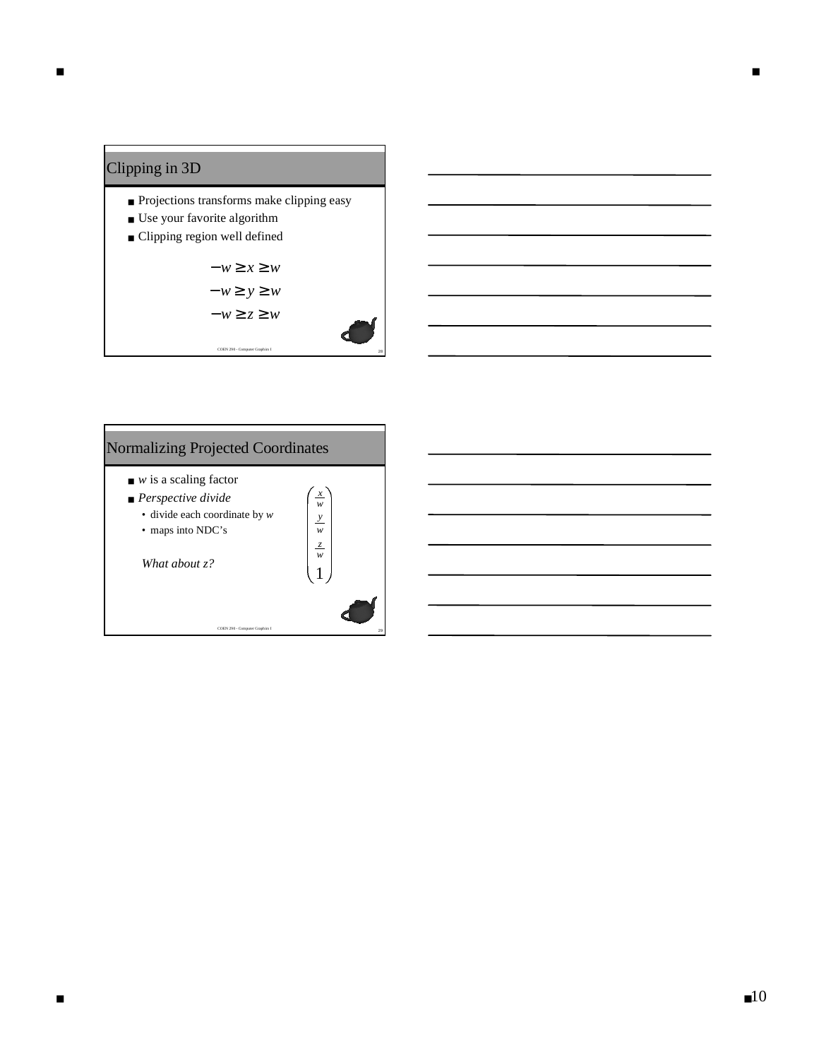## Clipping in 3D

- Projections transforms make clipping easy
- Use your favorite algorithm
- Clipping region well defined

$$-w \geq x \geq w$$
$$-w \geq y \geq w$$
$$-w \geq z \geq w$$

## Normalizing Projected Coordinates

- $w$ is a scaling factor
- *Perspective divide*
  - divide each coordinate by $w$
  - maps into NDC's

*What about z?*

$$\begin{pmatrix} \frac{x}{w} \\ \frac{y}{w} \\ \frac{z}{w} \\ 1 \end{pmatrix}$$